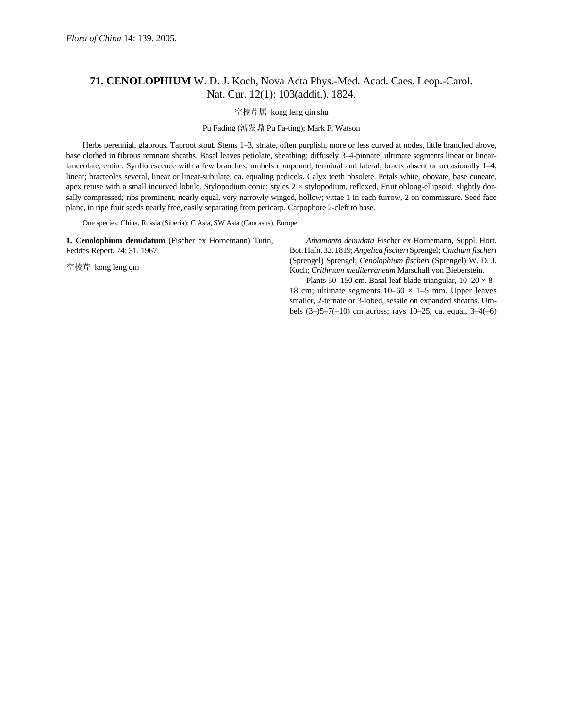*Flora of China* 14: 139. 2005.

## 71. **CENOLOPHIUM** W. D. J. Koch, Nova Acta Phys.-Med. Acad. Caes. Leop.-Carol. Nat. Cur. 12(1): 103(addit.). 1824.

空棱芹属 kong leng qin shu

Pu Fading (溥发鼎 Pu Fa-ting); Mark F. Watson

Herbs perennial, glabrous. Taproot stout. Stems 1–3, striate, often purplish, more or less curved at nodes, little branched above, base clothed in fibrous remnant sheaths. Basal leaves petiolate, sheathing; diffusely 3–4-pinnate; ultimate segments linear or linear-lanceolate, entire. Synflorescence with a few branches; umbels compound, terminal and lateral; bracts absent or occasionally 1–4, linear; bracteoles several, linear or linear-subulate, ca. equaling pedicels. Calyx teeth obsolete. Petals white, obovate, base cuneate, apex retuse with a small incurved lobule. Stylopodium conic; styles 2 × stylopodium, reflexed. Fruit oblong-ellipsoid, slightly dorsally compressed; ribs prominent, nearly equal, very narrowly winged, hollow; vittae 1 in each furrow, 2 on commissure. Seed face plane, in ripe fruit seeds nearly free, easily separating from pericarp. Carpophore 2-cleft to base.

One species: China, Russia (Siberia); C Asia, SW Asia (Caucasus), Europe.

**1. Cenolophium denudatum** (Fischer ex Hornemann) Tutin, Feddes Repert. 74: 31. 1967.

空棱芹 kong leng qin

*Athamanta denudata* Fischer ex Hornemann, Suppl. Hort. Bot. Hafn. 32. 1819; *Angelica fischeri* Sprengel; *Cnidium fischeri* (Sprengel) Sprengel; *Cenolophium fischeri* (Sprengel) W. D. J. Koch; *Crithmum mediterraneum* Marschall von Bieberstein.

Plants 50–150 cm. Basal leaf blade triangular, 10–20 × 8–18 cm; ultimate segments 10–60 × 1–5 mm. Upper leaves smaller, 2-ternate or 3-lobed, sessile on expanded sheaths. Umbels (3–)5–7(–10) cm across; rays 10–25, ca. equal, 3–4(–6)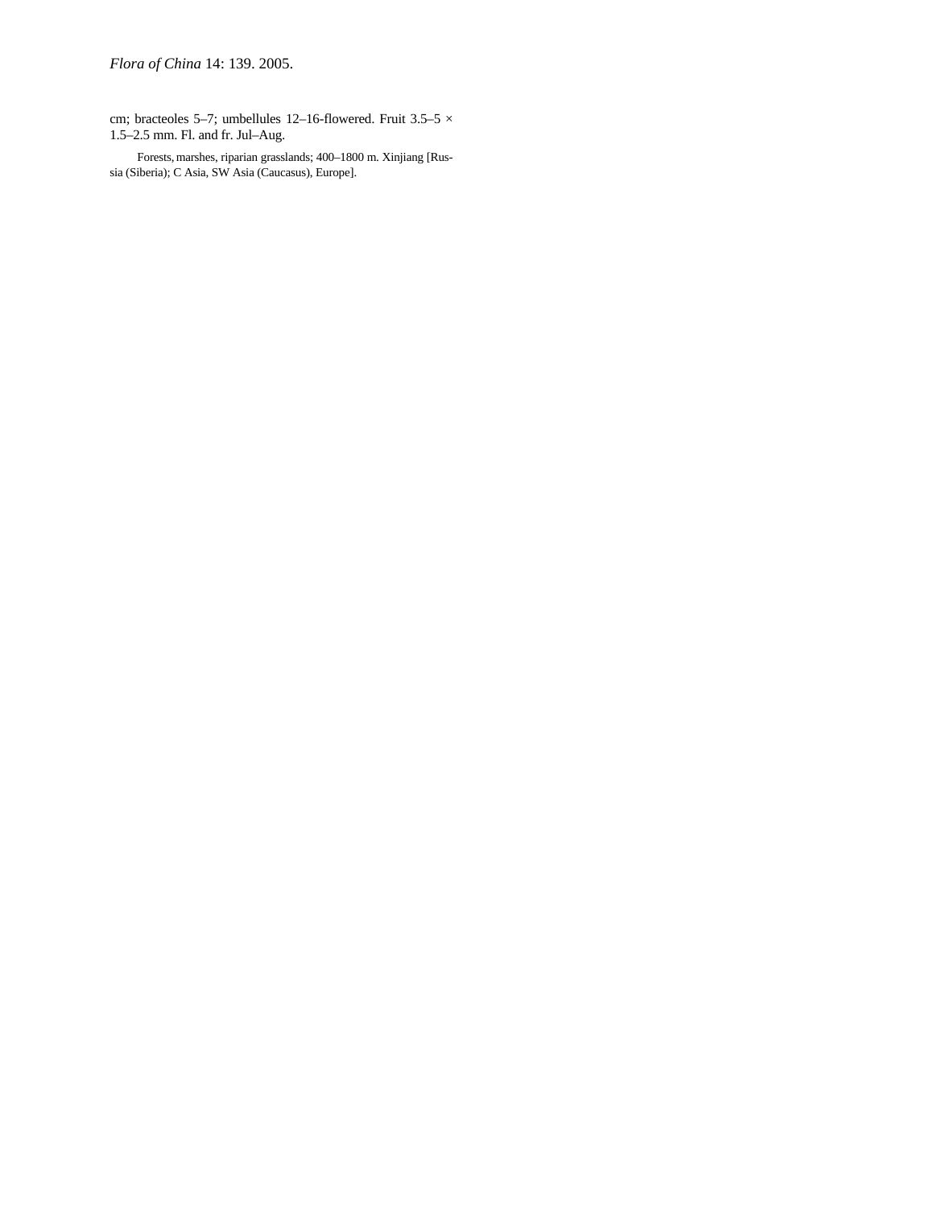cm; bracteoles 5–7; umbellules 12–16-flowered. Fruit 3.5–5 × 1.5–2.5 mm. Fl. and fr. Jul–Aug.

Forests, marshes, riparian grasslands; 400–1800 m. Xinjiang [Russia (Siberia); C Asia, SW Asia (Caucasus), Europe].